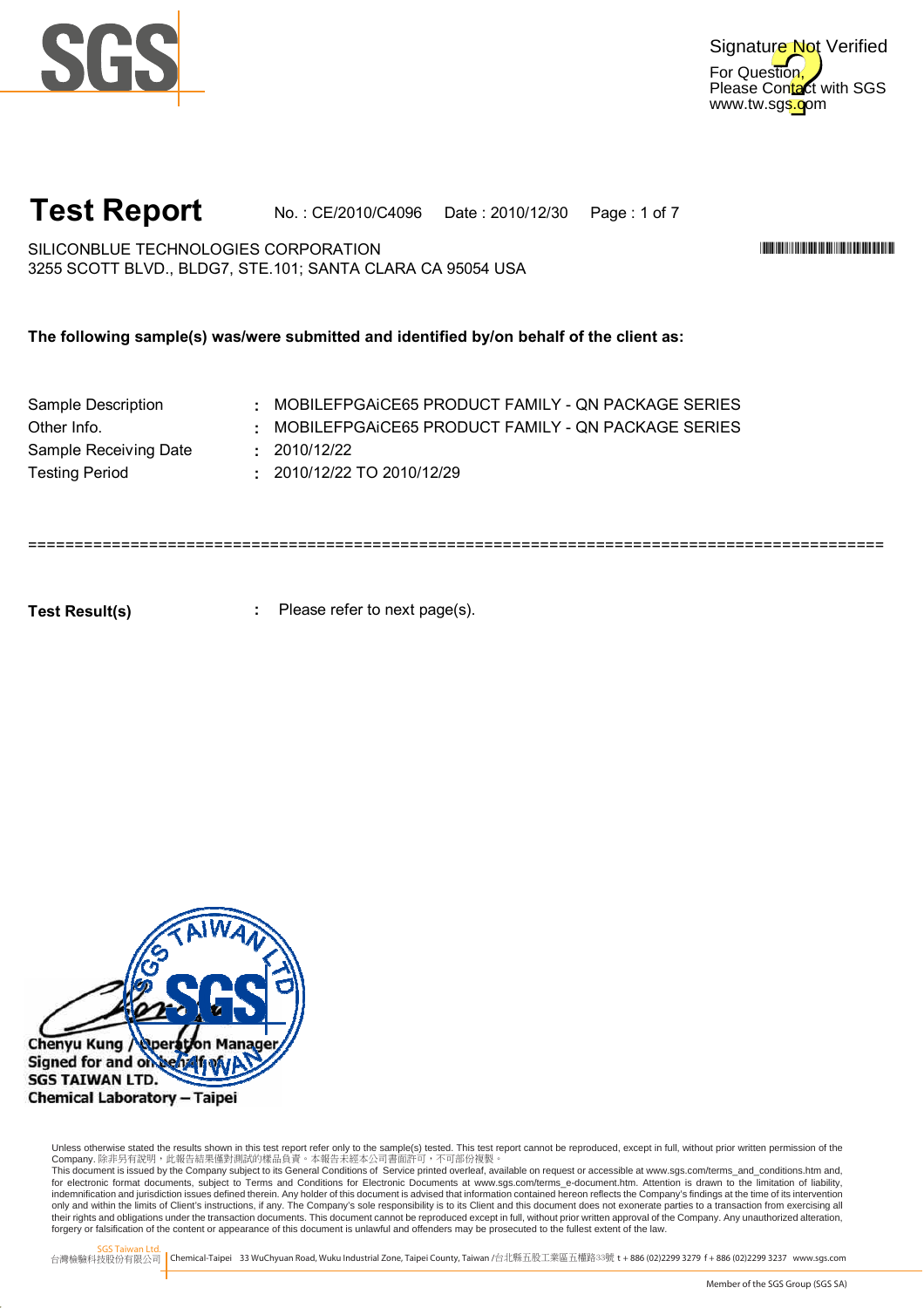SGS

Signature Not Verified
For Question, Please Contact with SGS
www.tw.sgs.com

# Test Report

No. : CE/2010/C4096  Date : 2010/12/30

SILICONBLUE TECHNOLOGIES CORPORATION
3255 SCOTT BLVD., BLDG7, STE.101; SANTA CLARA CA 95054 USA

**The following sample(s) was/were submitted and identified by/on behalf of the client as:**

| | | |
|---|---|---|
| Sample Description | : | MOBILEFPGAiCE65 PRODUCT FAMILY - QN PACKAGE SERIES |
| Other Info. | : | MOBILEFPGAiCE65 PRODUCT FAMILY - QN PACKAGE SERIES |
| Sample Receiving Date | : | 2010/12/22 |
| Testing Period | : | 2010/12/22 TO 2010/12/29 |

===========================================================================================

**Test Result(s)** : Please refer to next page(s).

Chenyu Kung / Operation Manager
Signed for and on behalf of
SGS TAIWAN LTD.
Chemical Laboratory – Taipei

Unless otherwise stated the results shown in this test report refer only to the sample(s) tested. This test report cannot be reproduced, except in full, without prior written permission of the Company. 除非另有說明，此報告結果僅對測試的樣品負責。本報告未經本公司書面許可，不可部份複製。
This document is issued by the Company subject to its General Conditions of Service printed overleaf, available on request or accessible at www.sgs.com/terms_and_conditions.htm and, for electronic format documents, subject to Terms and Conditions for Electronic Documents at www.sgs.com/terms_e-document.htm. Attention is drawn to the limitation of liability, indemnification and jurisdiction issues defined therein. Any holder of this document is advised that information contained hereon reflects the Company's findings at the time of its intervention only and within the limits of Client's instructions, if any. The Company's sole responsibility is to its Client and this document does not exonerate parties to a transaction from exercising all their rights and obligations under the transaction documents. This document cannot be reproduced except in full, without prior written approval of the Company. Any unauthorized alteration, forgery or falsification of the content or appearance of this document is unlawful and offenders may be prosecuted to the fullest extent of the law.

SGS Taiwan Ltd.
台灣檢驗科技股份有限公司 | Chemical-Taipei 33 WuChyuan Road, Wuku Industrial Zone, Taipei County, Taiwan /台北縣五股工業區五權路33號 t + 886 (02)2299 3279 f + 886 (02)2299 3237 www.sgs.com

Member of the SGS Group (SGS SA)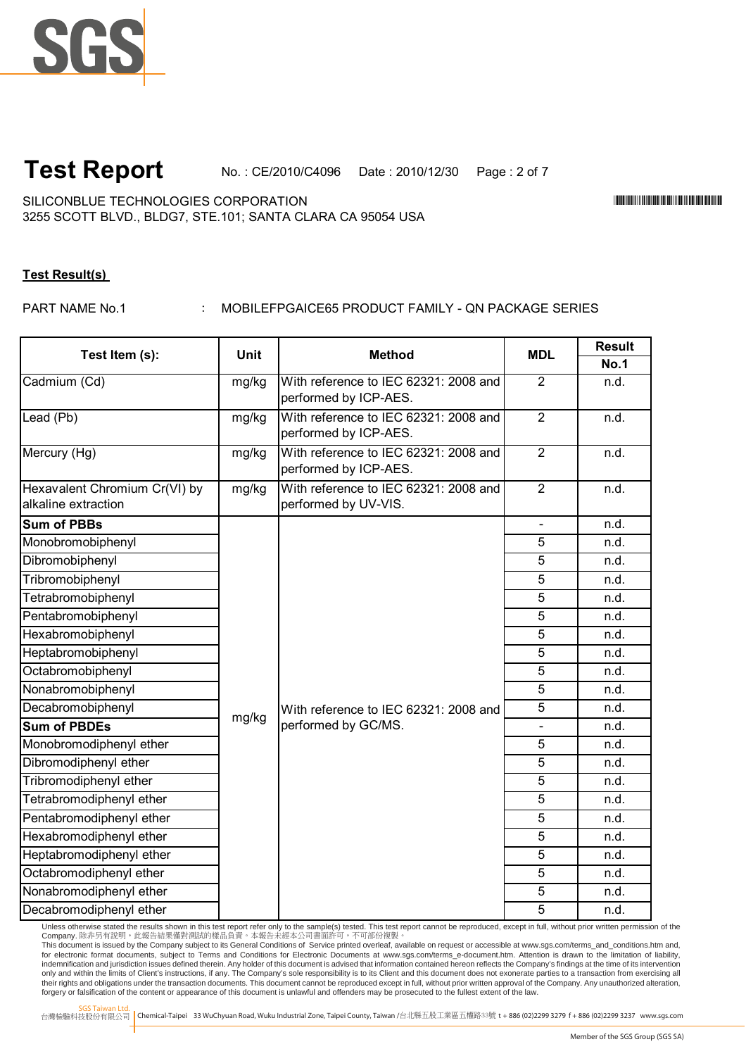# Test Report

No. : CE/2010/C4096 Date : 2010/12/30

SILICONBLUE TECHNOLOGIES CORPORATION
3255 SCOTT BLVD., BLDG7, STE.101; SANTA CLARA CA 95054 USA

**Test Result(s)**

PART NAME No.1 : MOBILEFPGAICE65 PRODUCT FAMILY - QN PACKAGE SERIES

| Test Item (s): | Unit | Method | MDL | Result |
|---|---|---|---|---|
| | | | | No.1 |
| Cadmium (Cd) | mg/kg | With reference to IEC 62321: 2008 and performed by ICP-AES. | 2 | n.d. |
| Lead (Pb) | mg/kg | With reference to IEC 62321: 2008 and performed by ICP-AES. | 2 | n.d. |
| Mercury (Hg) | mg/kg | With reference to IEC 62321: 2008 and performed by ICP-AES. | 2 | n.d. |
| Hexavalent Chromium Cr(VI) by alkaline extraction | mg/kg | With reference to IEC 62321: 2008 and performed by UV-VIS. | 2 | n.d. |
| **Sum of PBBs** | mg/kg | With reference to IEC 62321: 2008 and performed by GC/MS. | - | n.d. |
| Monobromobiphenyl | | | 5 | n.d. |
| Dibromobiphenyl | | | 5 | n.d. |
| Tribromobiphenyl | | | 5 | n.d. |
| Tetrabromobiphenyl | | | 5 | n.d. |
| Pentabromobiphenyl | | | 5 | n.d. |
| Hexabromobiphenyl | | | 5 | n.d. |
| Heptabromobiphenyl | | | 5 | n.d. |
| Octabromobiphenyl | | | 5 | n.d. |
| Nonabromobiphenyl | | | 5 | n.d. |
| Decabromobiphenyl | | | 5 | n.d. |
| **Sum of PBDEs** | | | - | n.d. |
| Monobromodiphenyl ether | | | 5 | n.d. |
| Dibromodiphenyl ether | | | 5 | n.d. |
| Tribromodiphenyl ether | | | 5 | n.d. |
| Tetrabromodiphenyl ether | | | 5 | n.d. |
| Pentabromodiphenyl ether | | | 5 | n.d. |
| Hexabromodiphenyl ether | | | 5 | n.d. |
| Heptabromodiphenyl ether | | | 5 | n.d. |
| Octabromodiphenyl ether | | | 5 | n.d. |
| Nonabromodiphenyl ether | | | 5 | n.d. |
| Decabromodiphenyl ether | | | 5 | n.d. |

Unless otherwise stated the results shown in this test report refer only to the sample(s) tested. This test report cannot be reproduced, except in full, without prior written permission of the Company. 除非另有說明，此報告結果僅對測試的樣品負責。本報告未經本公司書面許可，不可部份複製。
This document is issued by the Company subject to its General Conditions of Service printed overleaf, available on request or accessible at www.sgs.com/terms_and_conditions.htm and, for electronic format documents, subject to Terms and Conditions for Electronic Documents at www.sgs.com/terms_e-document.htm. Attention is drawn to the limitation of liability, indemnification and jurisdiction issues defined therein. Any holder of this document is advised that information contained hereon reflects the Company's findings at the time of its intervention only and within the limits of Client's instructions, if any. The Company's sole responsibility is to its Client and this document does not exonerate parties to a transaction from exercising all their rights and obligations under the transaction documents. This document cannot be reproduced except in full, without prior written approval of the Company. Any unauthorized alteration, forgery or falsification of the content or appearance of this document is unlawful and offenders may be prosecuted to the fullest extent of the law.

SGS Taiwan Ltd. 台灣檢驗科技股份有限公司 | Chemical-Taipei 33 WuChyuan Road, Wuku Industrial Zone, Taipei County, Taiwan /台北縣五股工業區五權路33號 t + 886 (02)2299 3279 f + 886 (02)2299 3237 www.sgs.com

Member of the SGS Group (SGS SA)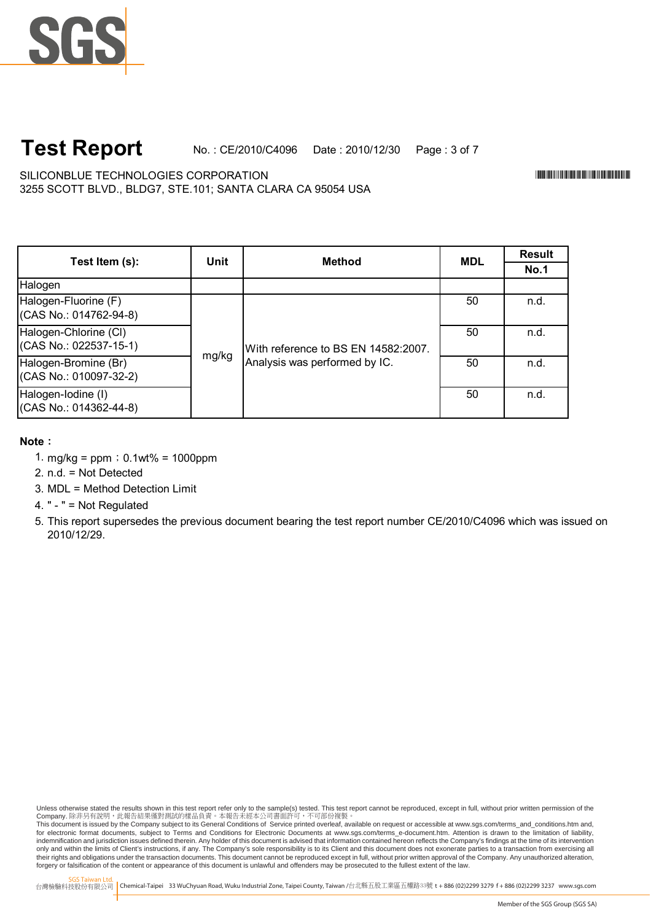# Test Report

No. : CE/2010/C4096 Date : 2010/12/30

SILICONBLUE TECHNOLOGIES CORPORATION
3255 SCOTT BLVD., BLDG7, STE.101; SANTA CLARA CA 95054 USA

| Test Item (s): | Unit | Method | MDL | Result |
|---|---|---|---|---|
| | | | | No.1 |
| Halogen | | | | |
| Halogen-Fluorine (F) (CAS No.: 014762-94-8) | mg/kg | With reference to BS EN 14582:2007. Analysis was performed by IC. | 50 | n.d. |
| Halogen-Chlorine (Cl) (CAS No.: 022537-15-1) | mg/kg | With reference to BS EN 14582:2007. Analysis was performed by IC. | 50 | n.d. |
| Halogen-Bromine (Br) (CAS No.: 010097-32-2) | mg/kg | With reference to BS EN 14582:2007. Analysis was performed by IC. | 50 | n.d. |
| Halogen-Iodine (I) (CAS No.: 014362-44-8) | mg/kg | With reference to BS EN 14582:2007. Analysis was performed by IC. | 50 | n.d. |

**Note：**

1. mg/kg = ppm；0.1wt% = 1000ppm
2. n.d. = Not Detected
3. MDL = Method Detection Limit
4. " - " = Not Regulated
5. This report supersedes the previous document bearing the test report number CE/2010/C4096 which was issued on 2010/12/29.

Unless otherwise stated the results shown in this test report refer only to the sample(s) tested. This test report cannot be reproduced, except in full, without prior written permission of the Company. 除非另有說明，此報告結果僅對測試的樣品負責。本報告未經本公司書面許可，不可部份複製。
This document is issued by the Company subject to its General Conditions of Service printed overleaf, available on request or accessible at www.sgs.com/terms_and_conditions.htm and, for electronic format documents, subject to Terms and Conditions for Electronic Documents at www.sgs.com/terms_e-document.htm. Attention is drawn to the limitation of liability, indemnification and jurisdiction issues defined therein. Any holder of this document is advised that information contained hereon reflects the Company's findings at the time of its intervention only and within the limits of Client's instructions, if any. The Company's sole responsibility is to its Client and this document does not exonerate parties to a transaction from exercising all their rights and obligations under the transaction documents. This document cannot be reproduced except in full, without prior written approval of the Company. Any unauthorized alteration, forgery or falsification of the content or appearance of this document is unlawful and offenders may be prosecuted to the fullest extent of the law.

SGS Taiwan Ltd. 台灣檢驗科技股份有限公司 | Chemical-Taipei 33 WuChyuan Road, Wuku Industrial Zone, Taipei County, Taiwan /台北縣五股工業區五權路33號 t + 886 (02)2299 3279 f + 886 (02)2299 3237 www.sgs.com

Member of the SGS Group (SGS SA)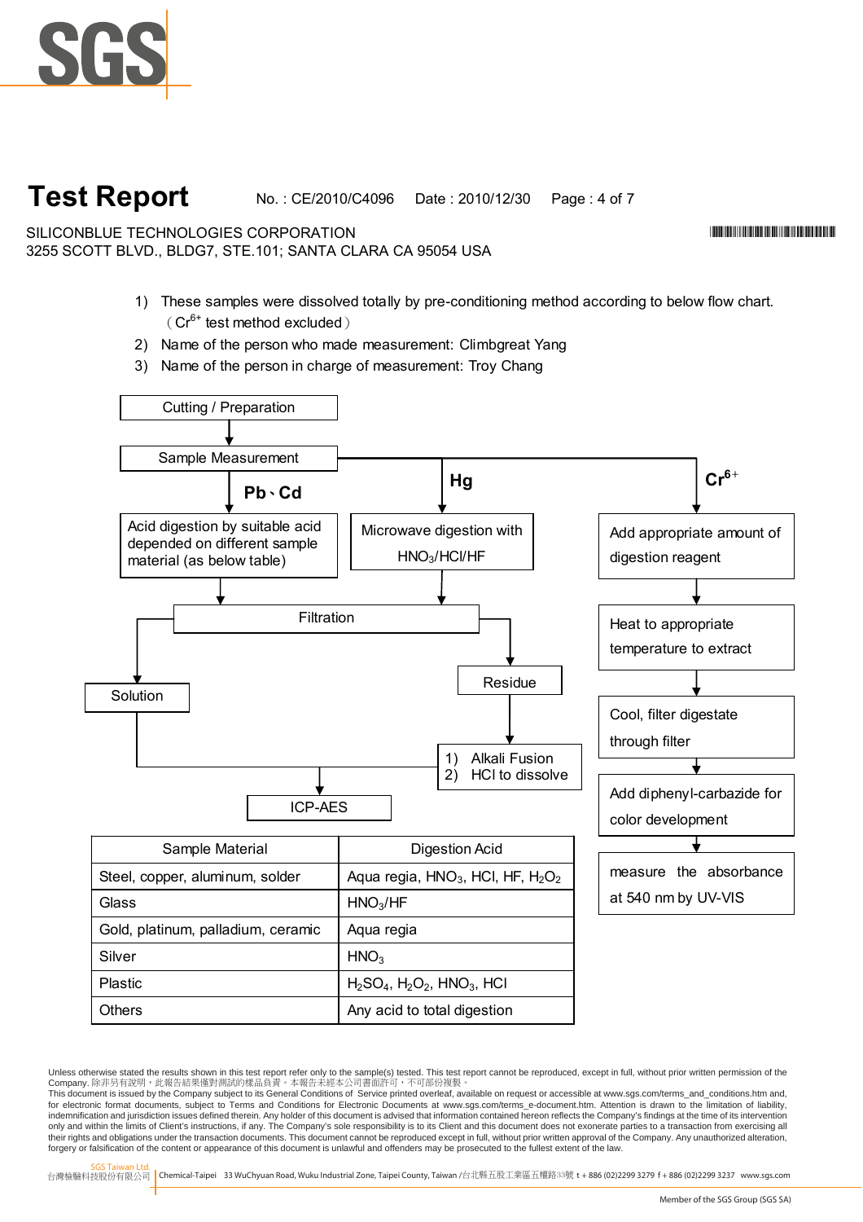# Test Report

No. : CE/2010/C4096 Date : 2010/12/30

SILICONBLUE TECHNOLOGIES CORPORATION
3255 SCOTT BLVD., BLDG7, STE.101; SANTA CLARA CA 95054 USA

1) These samples were dissolved totally by pre-conditioning method according to below flow chart. （$Cr^{6+}$ test method excluded）
2) Name of the person who made measurement: Climbgreat Yang
3) Name of the person in charge of measurement: Troy Chang

Cutting / Preparation → Sample Measurement

- **Pb、Cd**: Acid digestion by suitable acid depended on different sample material (as below table) → Filtration
- **Hg**: Microwave digestion with $HNO_3$/HCl/HF → Filtration
  - Filtration → Solution → ICP-AES
  - Filtration → Residue → 1) Alkali Fusion 2) HCl to dissolve → ICP-AES
- **$Cr^{6+}$**: Add appropriate amount of digestion reagent → Heat to appropriate temperature to extract → Cool, filter digestate through filter → Add diphenyl-carbazide for color development → measure the absorbance at 540 nm by UV-VIS

| Sample Material | Digestion Acid |
|---|---|
| Steel, copper, aluminum, solder | Aqua regia, $HNO_3$, HCl, HF, $H_2O_2$ |
| Glass | $HNO_3$/HF |
| Gold, platinum, palladium, ceramic | Aqua regia |
| Silver | $HNO_3$ |
| Plastic | $H_2SO_4$, $H_2O_2$, $HNO_3$, HCl |
| Others | Any acid to total digestion |

Unless otherwise stated the results shown in this test report refer only to the sample(s) tested. This test report cannot be reproduced, except in full, without prior written permission of the Company. 除非另有說明，此報告結果僅對測試的樣品負責。本報告未經本公司書面許可，不可部份複製。
This document is issued by the Company subject to its General Conditions of Service printed overleaf, available on request or accessible at www.sgs.com/terms_and_conditions.htm and, for electronic format documents, subject to Terms and Conditions for Electronic Documents at www.sgs.com/terms_e-document.htm. Attention is drawn to the limitation of liability, indemnification and jurisdiction issues defined therein. Any holder of this document is advised that information contained hereon reflects the Company's findings at the time of its intervention only and within the limits of Client's instructions, if any. The Company's sole responsibility is to its Client and this document does not exonerate parties to a transaction from exercising all their rights and obligations under the transaction documents. This document cannot be reproduced except in full, without prior written approval of the Company. Any unauthorized alteration, forgery or falsification of the content or appearance of this document is unlawful and offenders may be prosecuted to the fullest extent of the law.

SGS Taiwan Ltd. 台灣檢驗科技股份有限公司 | Chemical-Taipei 33 WuChyuan Road, Wuku Industrial Zone, Taipei County, Taiwan /台北縣五股工業區五權路33號 t + 886 (02)2299 3279 f + 886 (02)2299 3237 www.sgs.com

Member of the SGS Group (SGS SA)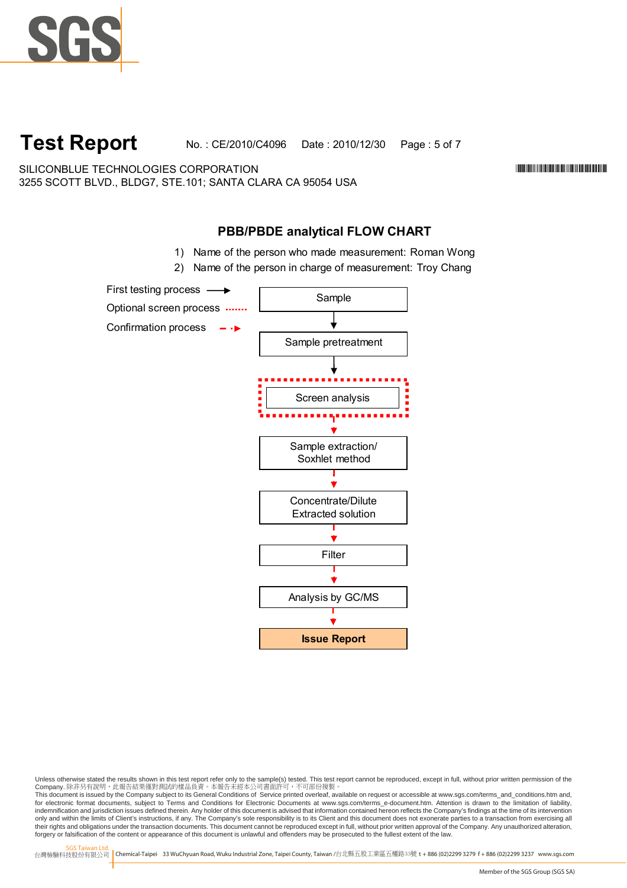# Test Report

No. : CE/2010/C4096 Date : 2010/12/30

SILICONBLUE TECHNOLOGIES CORPORATION
3255 SCOTT BLVD., BLDG7, STE.101; SANTA CLARA CA 95054 USA

## PBB/PBDE analytical FLOW CHART

1) Name of the person who made measurement: Roman Wong
2) Name of the person in charge of measurement: Troy Chang

First testing process →
Optional screen process ·······
Confirmation process - -▸

Sample
↓
Sample pretreatment
↓
Screen analysis
↓
Sample extraction/ Soxhlet method
↓
Concentrate/Dilute Extracted solution
↓
Filter
↓
Analysis by GC/MS
↓
**Issue Report**

Unless otherwise stated the results shown in this test report refer only to the sample(s) tested. This test report cannot be reproduced, except in full, without prior written permission of the Company. 除非另有說明，此報告結果僅對測試的樣品負責。本報告未經本公司書面許可，不可部份複製。
This document is issued by the Company subject to its General Conditions of Service printed overleaf, available on request or accessible at www.sgs.com/terms_and_conditions.htm and, for electronic format documents, subject to Terms and Conditions for Electronic Documents at www.sgs.com/terms_e-document.htm. Attention is drawn to the limitation of liability, indemnification and jurisdiction issues defined therein. Any holder of this document is advised that information contained hereon reflects the Company's findings at the time of its intervention only and within the limits of Client's instructions, if any. The Company's sole responsibility is to its Client and this document does not exonerate parties to a transaction from exercising all their rights and obligations under the transaction documents. This document cannot be reproduced except in full, without prior written approval of the Company. Any unauthorized alteration, forgery or falsification of the content or appearance of this document is unlawful and offenders may be prosecuted to the fullest extent of the law.

SGS Taiwan Ltd. 台灣檢驗科技股份有限公司 | Chemical-Taipei 33 WuChyuan Road, Wuku Industrial Zone, Taipei County, Taiwan /台北縣五股工業區五權路33號 t + 886 (02)2299 3279 f + 886 (02)2299 3237 www.sgs.com

Member of the SGS Group (SGS SA)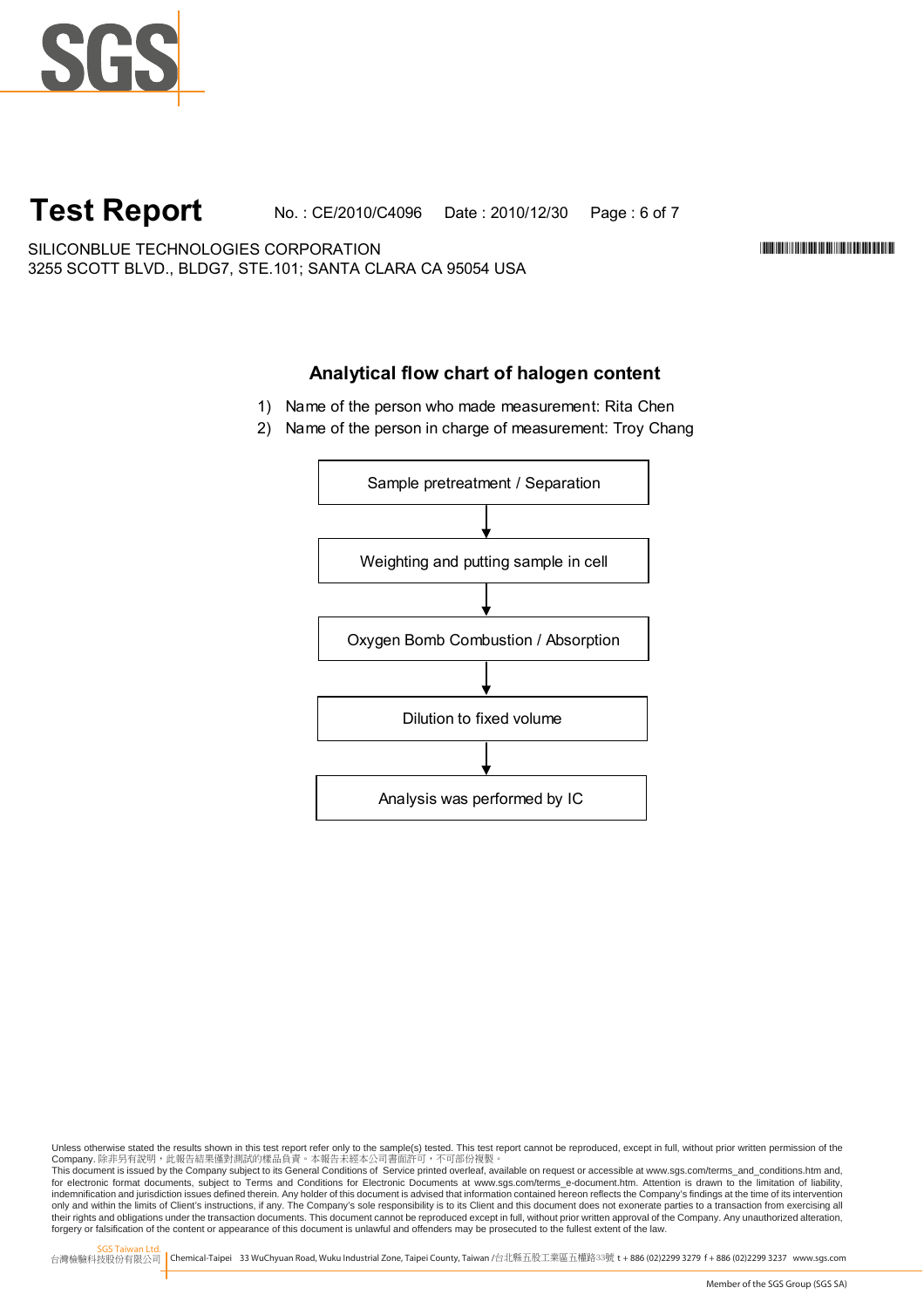# Test Report

No. : CE/2010/C4096 Date : 2010/12/30

SILICONBLUE TECHNOLOGIES CORPORATION
3255 SCOTT BLVD., BLDG7, STE.101; SANTA CLARA CA 95054 USA

## Analytical flow chart of halogen content

1) Name of the person who made measurement: Rita Chen
2) Name of the person in charge of measurement: Troy Chang

Sample pretreatment / Separation

↓

Weighting and putting sample in cell

↓

Oxygen Bomb Combustion / Absorption

↓

Dilution to fixed volume

↓

Analysis was performed by IC

Unless otherwise stated the results shown in this test report refer only to the sample(s) tested. This test report cannot be reproduced, except in full, without prior written permission of the Company. 除非另有說明，此報告結果僅對測試的樣品負責。本報告未經本公司書面許可，不可部份複製。
This document is issued by the Company subject to its General Conditions of Service printed overleaf, available on request or accessible at www.sgs.com/terms_and_conditions.htm and, for electronic format documents, subject to Terms and Conditions for Electronic Documents at www.sgs.com/terms_e-document.htm. Attention is drawn to the limitation of liability, indemnification and jurisdiction issues defined therein. Any holder of this document is advised that information contained hereon reflects the Company's findings at the time of its intervention only and within the limits of Client's instructions, if any. The Company's sole responsibility is to its Client and this document does not exonerate parties to a transaction from exercising all their rights and obligations under the transaction documents. This document cannot be reproduced except in full, without prior written approval of the Company. Any unauthorized alteration, forgery or falsification of the content or appearance of this document is unlawful and offenders may be prosecuted to the fullest extent of the law.

SGS Taiwan Ltd.
台灣檢驗科技股份有限公司 Chemical-Taipei 33 WuChyuan Road, Wuku Industrial Zone, Taipei County, Taiwan /台北縣五股工業區五權路33號 t + 886 (02)2299 3279 f + 886 (02)2299 3237 www.sgs.com

Member of the SGS Group (SGS SA)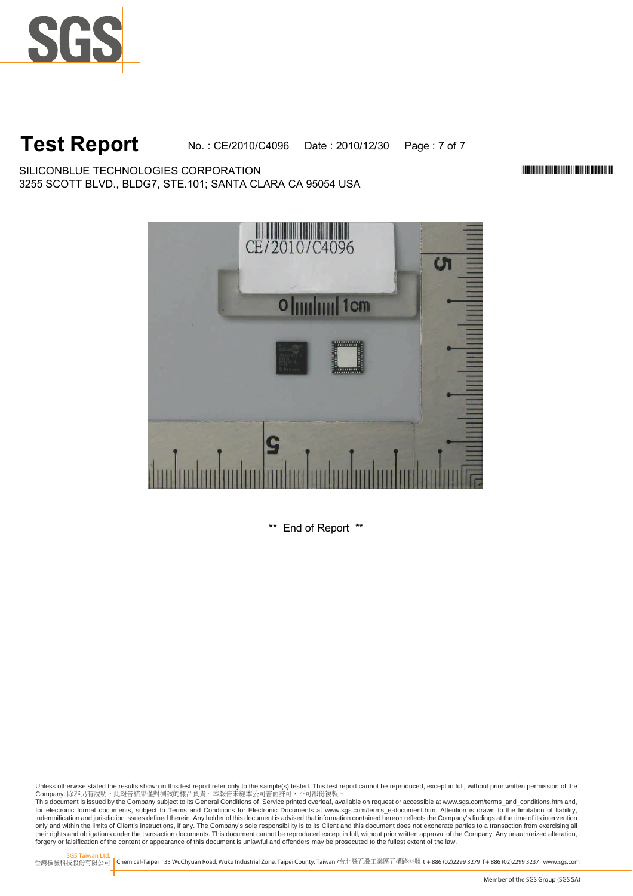# Test Report

No. : CE/2010/C4096 Date : 2010/12/30

SILICONBLUE TECHNOLOGIES CORPORATION
3255 SCOTT BLVD., BLDG7, STE.101; SANTA CLARA CA 95054 USA

** End of Report **

Unless otherwise stated the results shown in this test report refer only to the sample(s) tested. This test report cannot be reproduced, except in full, without prior written permission of the Company. 除非另有說明，此報告結果僅對測試的樣品負責。本報告未經本公司書面許可，不可部份複製。
This document is issued by the Company subject to its General Conditions of Service printed overleaf, available on request or accessible at www.sgs.com/terms_and_conditions.htm and, for electronic format documents, subject to Terms and Conditions for Electronic Documents at www.sgs.com/terms_e-document.htm. Attention is drawn to the limitation of liability, indemnification and jurisdiction issues defined therein. Any holder of this document is advised that information contained hereon reflects the Company's findings at the time of its intervention only and within the limits of Client's instructions, if any. The Company's sole responsibility is to its Client and this document does not exonerate parties to a transaction from exercising all their rights and obligations under the transaction documents. This document cannot be reproduced except in full, without prior written approval of the Company. Any unauthorized alteration, forgery or falsification of the content or appearance of this document is unlawful and offenders may be prosecuted to the fullest extent of the law.

SGS Taiwan Ltd.
台灣檢驗科技股份有限公司 | Chemical-Taipei 33 WuChyuan Road, Wuku Industrial Zone, Taipei County, Taiwan /台北縣五股工業區五權路33號 t + 886 (02)2299 3279 f + 886 (02)2299 3237 www.sgs.com

Member of the SGS Group (SGS SA)